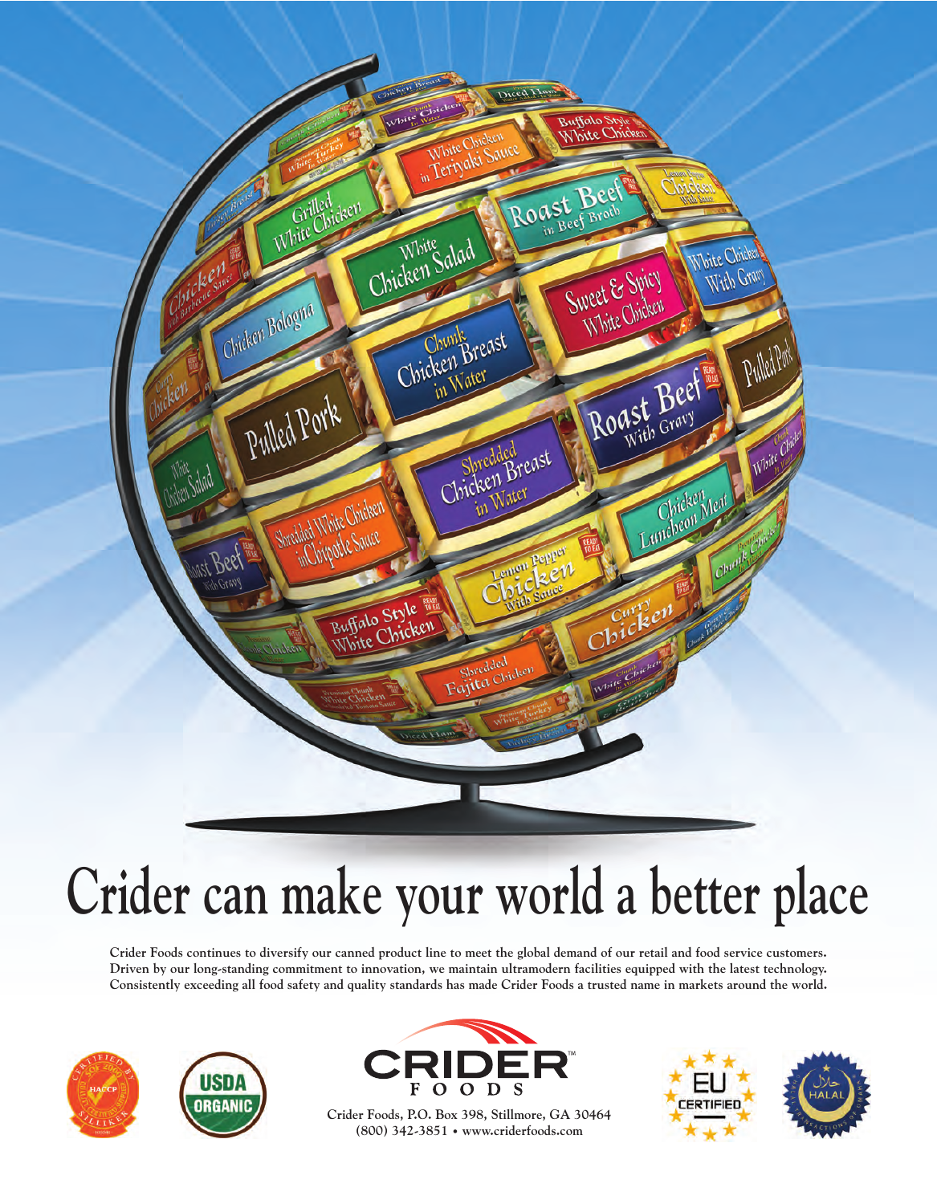# Crider can make your world a better place

**Crider Foods continues to diversify our canned product line to meet the global demand of our retail and food service customers. Driven by our long-standing commitment to innovation, we maintain ultramodern facilities equipped with the latest technology. Consistently exceeding all food safety and quality standards has made Crider Foods a trusted name in markets around the world.**

**CRIDER FOODS**

**Crider Foods, P.O. Box 398, Stillmore, GA 30464**
**(800) 342-3851 • www.criderfoods.com**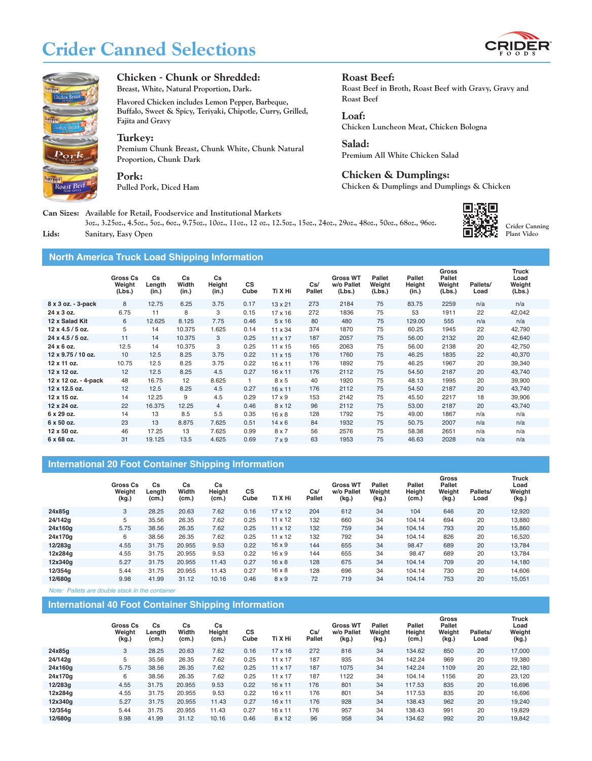# Crider Canned Selections

CRIDER FOODS

## Chicken - Chunk or Shredded:

Breast, White, Natural Proportion, Dark.

Flavored Chicken includes Lemon Pepper, Barbeque, Buffalo, Sweet & Spicy, Teriyaki, Chipotle, Curry, Grilled, Fajita and Gravy

## Turkey:

Premium Chunk Breast, Chunk White, Chunk Natural Proportion, Chunk Dark

## Pork:

Pulled Pork, Diced Ham

## Roast Beef:

Roast Beef in Broth, Roast Beef with Gravy, Gravy and Roast Beef

## Loaf:

Chicken Luncheon Meat, Chicken Bologna

## Salad:

Premium All White Chicken Salad

## Chicken & Dumplings:

Chicken & Dumplings and Dumplings & Chicken

**Can Sizes:** Available for Retail, Foodservice and Institutional Markets
3oz., 3.25oz., 4.5oz., 5oz., 6oz., 9.75oz., 10oz., 11oz., 12 oz., 12.5oz., 15oz., 24oz., 29oz., 48oz., 50oz., 68oz., 96oz.

**Lids:** Sanitary, Easy Open

Crider Canning Plant Video

## North America Truck Load Shipping Information

| | Gross Cs Weight (Lbs.) | Cs Length (in.) | Cs Width (in.) | Cs Height (in.) | CS Cube | Ti X Hi | Cs/ Pallet | Gross WT w/o Pallet (Lbs.) | Pallet Weight (Lbs.) | Pallet Height (in.) | Gross Pallet Weight (Lbs.) | Pallets/ Load | Truck Load Weight (Lbs.) |
|---|---|---|---|---|---|---|---|---|---|---|---|---|---|
| **8 x 3 oz. - 3-pack** | 8 | 12.75 | 6.25 | 3.75 | 0.17 | 13 x 21 | 273 | 2184 | 75 | 83.75 | 2259 | n/a | n/a |
| **24 x 3 oz.** | 6.75 | 11 | 8 | 3 | 0.15 | 17 x 16 | 272 | 1836 | 75 | 53 | 1911 | 22 | 42,042 |
| **12 x Salad Kit** | 6 | 12.625 | 8.125 | 7.75 | 0.46 | 5 x 16 | 80 | 480 | 75 | 129.00 | 555 | n/a | n/a |
| **12 x 4.5 / 5 oz.** | 5 | 14 | 10.375 | 1.625 | 0.14 | 11 x 34 | 374 | 1870 | 75 | 60.25 | 1945 | 22 | 42,790 |
| **24 x 4.5 / 5 oz.** | 11 | 14 | 10.375 | 3 | 0.25 | 11 x 17 | 187 | 2057 | 75 | 56.00 | 2132 | 20 | 42,640 |
| **24 x 6 oz.** | 12.5 | 14 | 10.375 | 3 | 0.25 | 11 x 15 | 165 | 2063 | 75 | 56.00 | 2138 | 20 | 42,750 |
| **12 x 9.75 / 10 oz.** | 10 | 12.5 | 8.25 | 3.75 | 0.22 | 11 x 15 | 176 | 1760 | 75 | 46.25 | 1835 | 22 | 40,370 |
| **12 x 11 oz.** | 10.75 | 12.5 | 8.25 | 3.75 | 0.22 | 16 x 11 | 176 | 1892 | 75 | 46.25 | 1967 | 20 | 39,340 |
| **12 x 12 oz.** | 12 | 12.5 | 8.25 | 4.5 | 0.27 | 16 x 11 | 176 | 2112 | 75 | 54.50 | 2187 | 20 | 43,740 |
| **12 x 12 oz. - 4-pack** | 48 | 16.75 | 12 | 8.625 | 1 | 8 x 5 | 40 | 1920 | 75 | 48.13 | 1995 | 20 | 39,900 |
| **12 x 12.5 oz.** | 12 | 12.5 | 8.25 | 4.5 | 0.27 | 16 x 11 | 176 | 2112 | 75 | 54.50 | 2187 | 20 | 43,740 |
| **12 x 15 oz.** | 14 | 12.25 | 9 | 4.5 | 0.29 | 17 x 9 | 153 | 2142 | 75 | 45.50 | 2217 | 18 | 39,906 |
| **12 x 24 oz.** | 22 | 16.375 | 12.25 | 4 | 0.46 | 8 x 12 | 96 | 2112 | 75 | 53.00 | 2187 | 20 | 43,740 |
| **6 x 29 oz.** | 14 | 13 | 8.5 | 5.5 | 0.35 | 16 x 8 | 128 | 1792 | 75 | 49.00 | 1867 | n/a | n/a |
| **6 x 50 oz.** | 23 | 13 | 8.875 | 7.625 | 0.51 | 14 x 6 | 84 | 1932 | 75 | 50.75 | 2007 | n/a | n/a |
| **12 x 50 oz.** | 46 | 17.25 | 13 | 7.625 | 0.99 | 8 x 7 | 56 | 2576 | 75 | 58.38 | 2651 | n/a | n/a |
| **6 x 68 oz.** | 31 | 19.125 | 13.5 | 4.625 | 0.69 | 7 x 9 | 63 | 1953 | 75 | 46.63 | 2028 | n/a | n/a |

## International 20 Foot Container Shipping Information

| | Gross Cs Weight (kg.) | Cs Length (cm.) | Cs Width (cm.) | Cs Height (cm.) | CS Cube | Ti X Hi | Cs/ Pallet | Gross WT w/o Pallet (kg.) | Pallet Weight (kg.) | Pallet Height (cm.) | Gross Pallet Weight (kg.) | Pallets/ Load | Truck Load Weight (kg.) |
|---|---|---|---|---|---|---|---|---|---|---|---|---|---|
| **24x85g** | 3 | 28.25 | 20.63 | 7.62 | 0.16 | 17 x 12 | 204 | 612 | 34 | 104 | 646 | 20 | 12,920 |
| **24/142g** | 5 | 35.56 | 26.35 | 7.62 | 0.25 | 11 x 12 | 132 | 660 | 34 | 104.14 | 694 | 20 | 13,880 |
| **24x160g** | 5.75 | 38.56 | 26.35 | 7.62 | 0.25 | 11 x 12 | 132 | 759 | 34 | 104.14 | 793 | 20 | 15,860 |
| **24x170g** | 6 | 38.56 | 26.35 | 7.62 | 0.25 | 11 x 12 | 132 | 792 | 34 | 104.14 | 826 | 20 | 16,520 |
| **12/283g** | 4.55 | 31.75 | 20.955 | 9.53 | 0.22 | 16 x 9 | 144 | 655 | 34 | 98.47 | 689 | 20 | 13,784 |
| **12x284g** | 4.55 | 31.75 | 20.955 | 9.53 | 0.22 | 16 x 9 | 144 | 655 | 34 | 98.47 | 689 | 20 | 13,784 |
| **12x340g** | 5.27 | 31.75 | 20.955 | 11.43 | 0.27 | 16 x 8 | 128 | 675 | 34 | 104.14 | 709 | 20 | 14,180 |
| **12/354g** | 5.44 | 31.75 | 20.955 | 11.43 | 0.27 | 16 x 8 | 128 | 696 | 34 | 104.14 | 730 | 20 | 14,606 |
| **12/680g** | 9.98 | 41.99 | 31.12 | 10.16 | 0.46 | 8 x 9 | 72 | 719 | 34 | 104.14 | 753 | 20 | 15,051 |

*Note: Pallets are double stack in the container*

## International 40 Foot Container Shipping Information

| | Gross Cs Weight (kg.) | Cs Length (cm.) | Cs Width (cm.) | Cs Height (cm.) | CS Cube | Ti X Hi | Cs/ Pallet | Gross WT w/o Pallet (kg.) | Pallet Weight (kg.) | Pallet Height (cm.) | Gross Pallet Weight (kg.) | Pallets/ Load | Truck Load Weight (kg.) |
|---|---|---|---|---|---|---|---|---|---|---|---|---|---|
| **24x85g** | 3 | 28.25 | 20.63 | 7.62 | 0.16 | 17 x 16 | 272 | 816 | 34 | 134.62 | 850 | 20 | 17,000 |
| **24/142g** | 5 | 35.56 | 26.35 | 7.62 | 0.25 | 11 x 17 | 187 | 935 | 34 | 142.24 | 969 | 20 | 19,380 |
| **24x160g** | 5.75 | 38.56 | 26.35 | 7.62 | 0.25 | 11 x 17 | 187 | 1075 | 34 | 142.24 | 1109 | 20 | 22,180 |
| **24x170g** | 6 | 38.56 | 26.35 | 7.62 | 0.25 | 11 x 17 | 187 | 1122 | 34 | 104.14 | 1156 | 20 | 23,120 |
| **12/283g** | 4.55 | 31.75 | 20.955 | 9.53 | 0.22 | 16 x 11 | 176 | 801 | 34 | 117.53 | 835 | 20 | 16,696 |
| **12x284g** | 4.55 | 31.75 | 20.955 | 9.53 | 0.22 | 16 x 11 | 176 | 801 | 34 | 117.53 | 835 | 20 | 16,696 |
| **12x340g** | 5.27 | 31.75 | 20.955 | 11.43 | 0.27 | 16 x 11 | 176 | 928 | 34 | 138.43 | 962 | 20 | 19,240 |
| **12/354g** | 5.44 | 31.75 | 20.955 | 11.43 | 0.27 | 16 x 11 | 176 | 957 | 34 | 138.43 | 991 | 20 | 19,829 |
| **12/680g** | 9.98 | 41.99 | 31.12 | 10.16 | 0.46 | 8 x 12 | 96 | 958 | 34 | 134.62 | 992 | 20 | 19,842 |